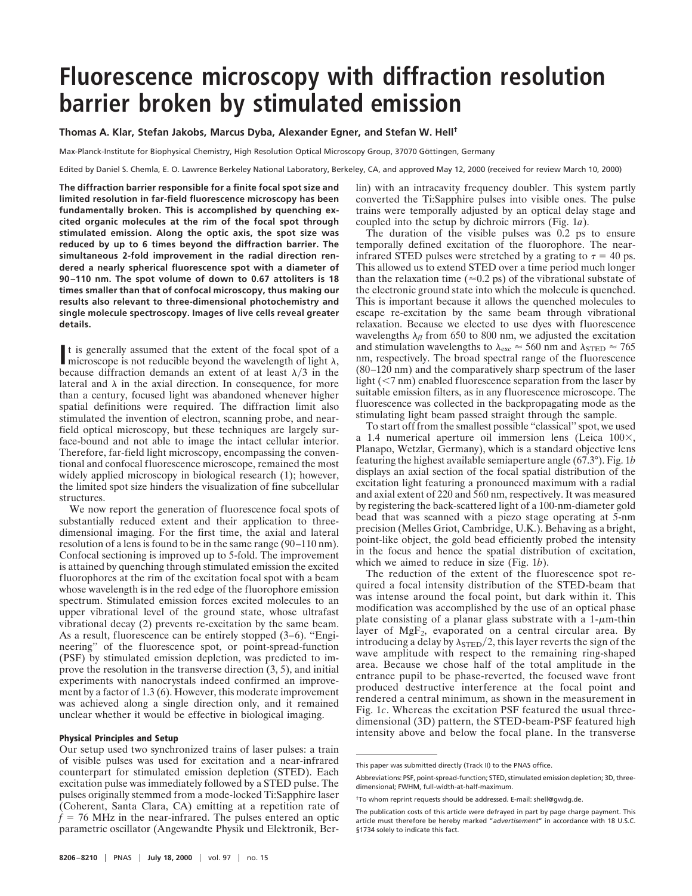# Fluorescence microscopy with diffraction resolution barrier broken by stimulated emission

**Thomas A. Klar, Stefan Jakobs, Marcus Dyba, Alexander Egner, and Stefan W. Hell†**

Max-Planck-Institute for Biophysical Chemistry, High Resolution Optical Microscopy Group, 37070 Göttingen, Germany

Edited by Daniel S. Chemla, E. O. Lawrence Berkeley National Laboratory, Berkeley, CA, and approved May 12, 2000 (received for review March 10, 2000)

**The diffraction barrier responsible for a finite focal spot size and limited resolution in far-field fluorescence microscopy has been fundamentally broken. This is accomplished by quenching excited organic molecules at the rim of the focal spot through stimulated emission. Along the optic axis, the spot size was reduced by up to 6 times beyond the diffraction barrier. The simultaneous 2-fold improvement in the radial direction rendered a nearly spherical fluorescence spot with a diameter of 90–110 nm. The spot volume of down to 0.67 attoliters is 18 times smaller than that of confocal microscopy, thus making our results also relevant to three-dimensional photochemistry and single molecule spectroscopy. Images of live cells reveal greater details.**

It is generally assumed that the extent of the focal spot of a microscope is not reducible beyond the wavelength of light $\lambda$, because diffraction demands an extent of at least $\lambda/3$ in the lateral and $\lambda$ in the axial direction. In consequence, for more than a century, focused light was abandoned whenever higher spatial definitions were required. The diffraction limit also stimulated the invention of electron, scanning probe, and near-field optical microscopy, but these techniques are largely surface-bound and not able to image the intact cellular interior. Therefore, far-field light microscopy, encompassing the conventional and confocal fluorescence microscope, remained the most widely applied microscopy in biological research (1); however, the limited spot size hinders the visualization of fine subcellular structures.

We now report the generation of fluorescence focal spots of substantially reduced extent and their application to three-dimensional imaging. For the first time, the axial and lateral resolution of a lens is found to be in the same range (90–110 nm). Confocal sectioning is improved up to 5-fold. The improvement is attained by quenching through stimulated emission the excited fluorophores at the rim of the excitation focal spot with a beam whose wavelength is in the red edge of the fluorophore emission spectrum. Stimulated emission forces excited molecules to an upper vibrational level of the ground state, whose ultrafast vibrational decay (2) prevents re-excitation by the same beam. As a result, fluorescence can be entirely stopped (3–6). "Engineering" of the fluorescence spot, or point-spread-function (PSF) by stimulated emission depletion, was predicted to improve the resolution in the transverse direction (3, 5), and initial experiments with nanocrystals indeed confirmed an improvement by a factor of 1.3 (6). However, this moderate improvement was achieved along a single direction only, and it remained unclear whether it would be effective in biological imaging.

### Physical Principles and Setup

Our setup used two synchronized trains of laser pulses: a train of visible pulses was used for excitation and a near-infrared counterpart for stimulated emission depletion (STED). Each excitation pulse was immediately followed by a STED pulse. The pulses originally stemmed from a mode-locked Ti:Sapphire laser (Coherent, Santa Clara, CA) emitting at a repetition rate of $f = 76$ MHz in the near-infrared. The pulses entered an optic parametric oscillator (Angewandte Physik und Elektronik, Berlin) with an intracavity frequency doubler. This system partly converted the Ti:Sapphire pulses into visible ones. The pulse trains were temporally adjusted by an optical delay stage and coupled into the setup by dichroic mirrors (Fig. 1*a*).

The duration of the visible pulses was 0.2 ps to ensure temporally defined excitation of the fluorophore. The near-infrared STED pulses were stretched by a grating to $\tau = 40$ ps. This allowed us to extend STED over a time period much longer than the relaxation time ($\approx$0.2 ps) of the vibrational substate of the electronic ground state into which the molecule is quenched. This is important because it allows the quenched molecules to escape re-excitation by the same beam through vibrational relaxation. Because we elected to use dyes with fluorescence wavelengths $\lambda_{fl}$ from 650 to 800 nm, we adjusted the excitation and stimulation wavelengths to $\lambda_{exc} \approx 560$ nm and $\lambda_{STED} \approx 765$ nm, respectively. The broad spectral range of the fluorescence (80–120 nm) and the comparatively sharp spectrum of the laser light (<7 nm) enabled fluorescence separation from the laser by suitable emission filters, as in any fluorescence microscope. The fluorescence was collected in the backpropagating mode as the stimulating light beam passed straight through the sample.

To start off from the smallest possible "classical" spot, we used a 1.4 numerical aperture oil immersion lens (Leica 100×, Planapo, Wetzlar, Germany), which is a standard objective lens featuring the highest available semiaperture angle (67.3°). Fig. 1*b* displays an axial section of the focal spatial distribution of the excitation light featuring a pronounced maximum with a radial and axial extent of 220 and 560 nm, respectively. It was measured by registering the back-scattered light of a 100-nm-diameter gold bead that was scanned with a piezo stage operating at 5-nm precision (Melles Griot, Cambridge, U.K.). Behaving as a bright, point-like object, the gold bead efficiently probed the intensity in the focus and hence the spatial distribution of excitation, which we aimed to reduce in size (Fig. 1*b*).

The reduction of the extent of the fluorescence spot required a focal intensity distribution of the STED-beam that was intense around the focal point, but dark within it. This modification was accomplished by the use of an optical phase plate consisting of a planar glass substrate with a 1-$\mu$m-thin layer of $MgF_2$, evaporated on a central circular area. By introducing a delay by $\lambda_{STED}/2$, this layer reverts the sign of the wave amplitude with respect to the remaining ring-shaped area. Because we chose half of the total amplitude in the entrance pupil to be phase-reverted, the focused wave front produced destructive interference at the focal point and rendered a central minimum, as shown in the measurement in Fig. 1*c*. Whereas the excitation PSF featured the usual three-dimensional (3D) pattern, the STED-beam-PSF featured high intensity above and below the focal plane. In the transverse

---

This paper was submitted directly (Track II) to the PNAS office.

Abbreviations: PSF, point-spread-function; STED, stimulated emission depletion; 3D, three-dimensional; FWHM, full-width-at-half-maximum.

†To whom reprint requests should be addressed. E-mail: shell@gwdg.de.

The publication costs of this article were defrayed in part by page charge payment. This article must therefore be hereby marked "*advertisement*" in accordance with 18 U.S.C. §1734 solely to indicate this fact.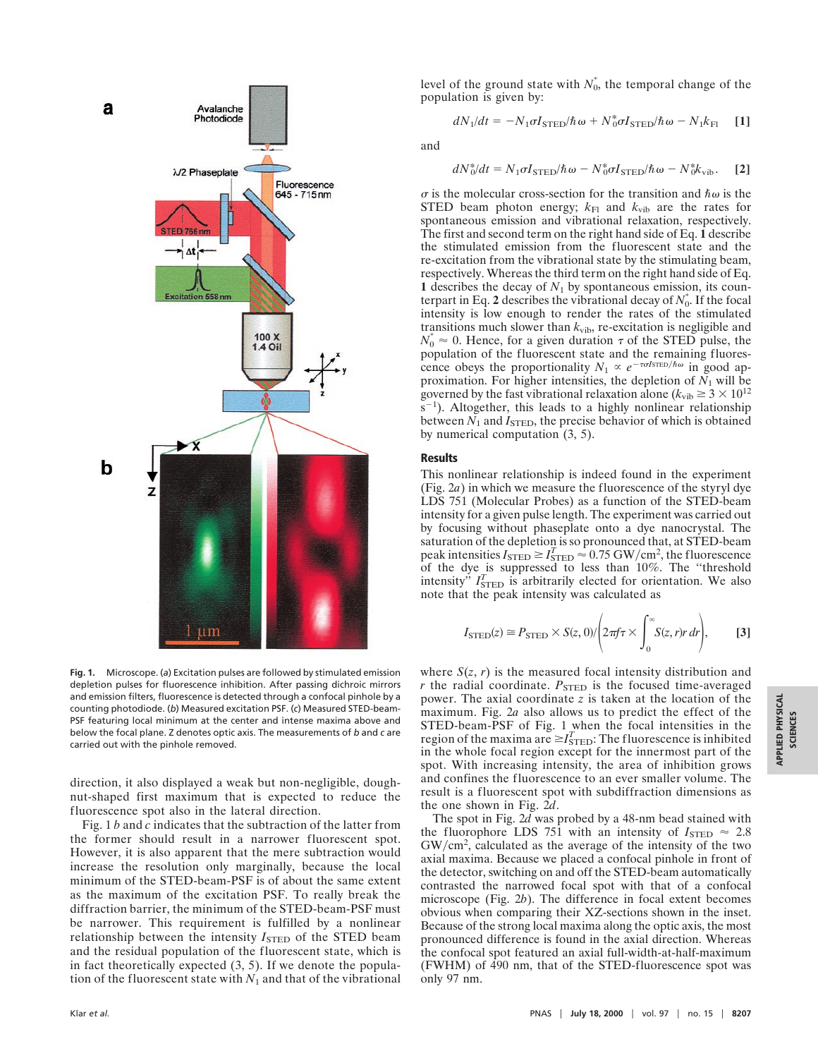Fig. 1. Microscope. (*a*) Excitation pulses are followed by stimulated emission depletion pulses for fluorescence inhibition. After passing dichroic mirrors and emission filters, fluorescence is detected through a confocal pinhole by a counting photodiode. (*b*) Measured excitation PSF. (*c*) Measured STED-beam-PSF featuring local minimum at the center and intense maxima above and below the focal plane. Z denotes optic axis. The measurements of *b* and *c* are carried out with the pinhole removed.

direction, it also displayed a weak but non-negligible, doughnut-shaped first maximum that is expected to reduce the fluorescence spot also in the lateral direction.

Fig. 1 *b* and *c* indicates that the subtraction of the latter from the former should result in a narrower fluorescent spot. However, it is also apparent that the mere subtraction would increase the resolution only marginally, because the local minimum of the STED-beam-PSF is of about the same extent as the maximum of the excitation PSF. To really break the diffraction barrier, the minimum of the STED-beam-PSF must be narrower. This requirement is fulfilled by a nonlinear relationship between the intensity $I_{\mathrm{STED}}$ of the STED beam and the residual population of the fluorescent state, which is in fact theoretically expected (3, 5). If we denote the population of the fluorescent state with $N_1$ and that of the vibrational level of the ground state with $N_0^*$, the temporal change of the population is given by:

$$dN_1/dt = -N_1\sigma I_{\mathrm{STED}}/\hbar\omega + N_0^*\sigma I_{\mathrm{STED}}/\hbar\omega - N_1 k_{\mathrm{Fl}} \quad [1]$$

and

$$dN_0^*/dt = N_1\sigma I_{\mathrm{STED}}/\hbar\omega - N_0^*\sigma I_{\mathrm{STED}}/\hbar\omega - N_0^* k_{\mathrm{vib}}. \quad [2]$$

$\sigma$ is the molecular cross-section for the transition and $\hbar\omega$ is the STED beam photon energy; $k_{\mathrm{Fl}}$ and $k_{\mathrm{vib}}$ are the rates for spontaneous emission and vibrational relaxation, respectively. The first and second term on the right hand side of Eq. **1** describe the stimulated emission from the fluorescent state and the re-excitation from the vibrational state by the stimulating beam, respectively. Whereas the third term on the right hand side of Eq. **1** describes the decay of $N_1$ by spontaneous emission, its counterpart in Eq. **2** describes the vibrational decay of $N_0^*$. If the focal intensity is low enough to render the rates of the stimulated transitions much slower than $k_{\mathrm{vib}}$, re-excitation is negligible and $N_0^* \approx 0$. Hence, for a given duration $\tau$ of the STED pulse, the population of the fluorescent state and the remaining fluorescence obeys the proportionality $N_1 \propto e^{-\tau\sigma I_{\mathrm{STED}}/\hbar\omega}$ in good approximation. For higher intensities, the depletion of $N_1$ will be governed by the fast vibrational relaxation alone ($k_{\mathrm{vib}} \geq 3 \times 10^{12}$ $\mathrm{s}^{-1}$). Altogether, this leads to a highly nonlinear relationship between $N_1$ and $I_{\mathrm{STED}}$, the precise behavior of which is obtained by numerical computation (3, 5).

## Results

This nonlinear relationship is indeed found in the experiment (Fig. 2*a*) in which we measure the fluorescence of the styryl dye LDS 751 (Molecular Probes) as a function of the STED-beam intensity for a given pulse length. The experiment was carried out by focusing without phaseplate onto a dye nanocrystal. The saturation of the depletion is so pronounced that, at STED-beam peak intensities $I_{\mathrm{STED}} \geq I_{\mathrm{STED}}^T \approx 0.75$ GW/cm$^2$, the fluorescence of the dye is suppressed to less than 10%. The "threshold intensity" $I_{\mathrm{STED}}^T$ is arbitrarily elected for orientation. We also note that the peak intensity was calculated as

$$I_{\mathrm{STED}}(z) \cong P_{\mathrm{STED}} \times S(z,0)\bigg/\left(2\pi f\tau \times \int_0^\infty S(z,r)r\,dr\right), \quad [3]$$

where $S(z, r)$ is the measured focal intensity distribution and $r$ the radial coordinate. $P_{\mathrm{STED}}$ is the focused time-averaged power. The axial coordinate $z$ is taken at the location of the maximum. Fig. 2*a* also allows us to predict the effect of the STED-beam-PSF of Fig. 1 when the focal intensities in the region of the maxima are $\geq I_{\mathrm{STED}}^T$: The fluorescence is inhibited in the whole focal region except for the innermost part of the spot. With increasing intensity, the area of inhibition grows and confines the fluorescence to an ever smaller volume. The result is a fluorescent spot with subdiffraction dimensions as the one shown in Fig. 2*d*.

The spot in Fig. 2*d* was probed by a 48-nm bead stained with the fluorophore LDS 751 with an intensity of $I_{\mathrm{STED}} \approx 2.8$ GW/cm$^2$, calculated as the average of the intensity of the two axial maxima. Because we placed a confocal pinhole in front of the detector, switching on and off the STED-beam automatically contrasted the narrowed focal spot with that of a confocal microscope (Fig. 2*b*). The difference in focal extent becomes obvious when comparing their XZ-sections shown in the inset. Because of the strong local maxima along the optic axis, the most pronounced difference is found in the axial direction. Whereas the confocal spot featured an axial full-width-at-half-maximum (FWHM) of 490 nm, that of the STED-fluorescence spot was only 97 nm.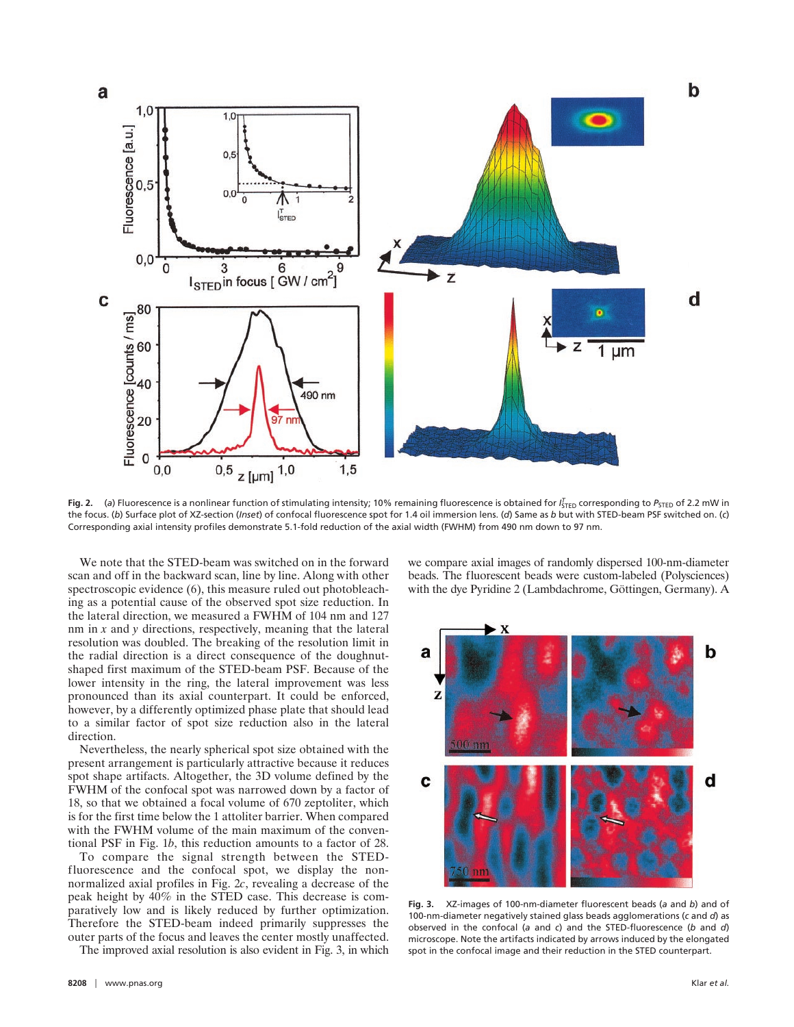**Fig. 2.** (*a*) Fluorescence is a nonlinear function of stimulating intensity; 10% remaining fluorescence is obtained for $I_{STED}^{T}$ corresponding to $P_{STED}$ of 2.2 mW in the focus. (*b*) Surface plot of XZ-section (*Inset*) of confocal fluorescence spot for 1.4 oil immersion lens. (*d*) Same as *b* but with STED-beam PSF switched on. (*c*) Corresponding axial intensity profiles demonstrate 5.1-fold reduction of the axial width (FWHM) from 490 nm down to 97 nm.

We note that the STED-beam was switched on in the forward scan and off in the backward scan, line by line. Along with other spectroscopic evidence (6), this measure ruled out photobleaching as a potential cause of the observed spot size reduction. In the lateral direction, we measured a FWHM of 104 nm and 127 nm in *x* and *y* directions, respectively, meaning that the lateral resolution was doubled. The breaking of the resolution limit in the radial direction is a direct consequence of the doughnut-shaped first maximum of the STED-beam PSF. Because of the lower intensity in the ring, the lateral improvement was less pronounced than its axial counterpart. It could be enforced, however, by a differently optimized phase plate that should lead to a similar factor of spot size reduction also in the lateral direction.

Nevertheless, the nearly spherical spot size obtained with the present arrangement is particularly attractive because it reduces spot shape artifacts. Altogether, the 3D volume defined by the FWHM of the confocal spot was narrowed down by a factor of 18, so that we obtained a focal volume of 670 zeptoliter, which is for the first time below the 1 attoliter barrier. When compared with the FWHM volume of the main maximum of the conventional PSF in Fig. 1*b*, this reduction amounts to a factor of 28.

To compare the signal strength between the STED-fluorescence and the confocal spot, we display the non-normalized axial profiles in Fig. 2*c*, revealing a decrease of the peak height by 40% in the STED case. This decrease is comparatively low and is likely reduced by further optimization. Therefore the STED-beam indeed primarily suppresses the outer parts of the focus and leaves the center mostly unaffected.

The improved axial resolution is also evident in Fig. 3, in which we compare axial images of randomly dispersed 100-nm-diameter beads. The fluorescent beads were custom-labeled (Polysciences) with the dye Pyridine 2 (Lambdachrome, Göttingen, Germany). A

**Fig. 3.** XZ-images of 100-nm-diameter fluorescent beads (*a* and *b*) and of 100-nm-diameter negatively stained glass beads agglomerations (*c* and *d*) as observed in the confocal (*a* and *c*) and the STED-fluorescence (*b* and *d*) microscope. Note the artifacts indicated by arrows induced by the elongated spot in the confocal image and their reduction in the STED counterpart.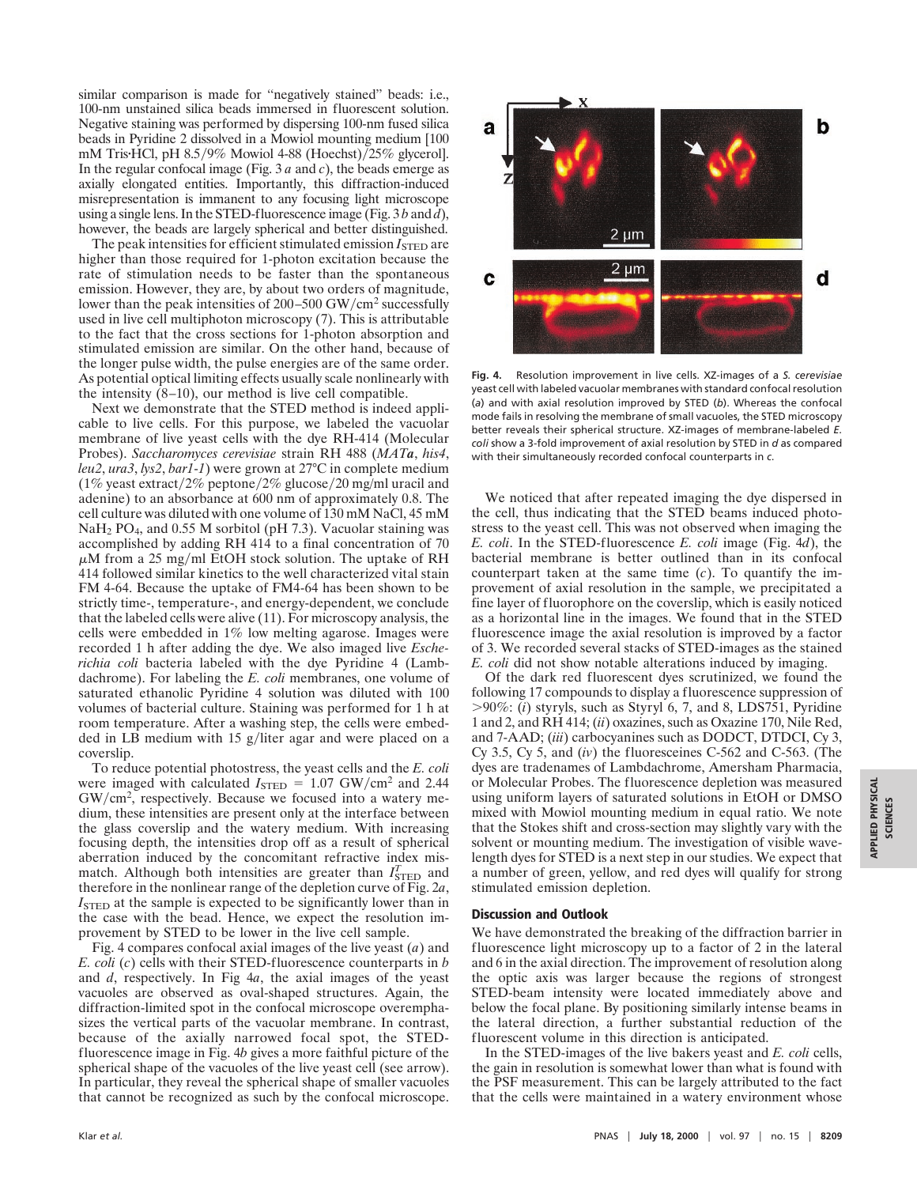similar comparison is made for "negatively stained" beads: i.e., 100-nm unstained silica beads immersed in fluorescent solution. Negative staining was performed by dispersing 100-nm fused silica beads in Pyridine 2 dissolved in a Mowiol mounting medium [100 mM Tris·HCl, pH 8.5/9% Mowiol 4-88 (Hoechst)/25% glycerol]. In the regular confocal image (Fig. 3 *a* and *c*), the beads emerge as axially elongated entities. Importantly, this diffraction-induced misrepresentation is immanent to any focusing light microscope using a single lens. In the STED-fluorescence image (Fig. 3 *b* and *d*), however, the beads are largely spherical and better distinguished.

The peak intensities for efficient stimulated emission $I_{STED}$ are higher than those required for 1-photon excitation because the rate of stimulation needs to be faster than the spontaneous emission. However, they are, by about two orders of magnitude, lower than the peak intensities of 200–500 GW/cm$^2$ successfully used in live cell multiphoton microscopy (7). This is attributable to the fact that the cross sections for 1-photon absorption and stimulated emission are similar. On the other hand, because of the longer pulse width, the pulse energies are of the same order. As potential optical limiting effects usually scale nonlinearly with the intensity (8–10), our method is live cell compatible.

Next we demonstrate that the STED method is indeed applicable to live cells. For this purpose, we labeled the vacuolar membrane of live yeast cells with the dye RH-414 (Molecular Probes). *Saccharomyces cerevisiae* strain RH 488 (*MAT****a***, *his4*, *leu2*, *ura3*, *lys2*, *bar1-1*) were grown at 27°C in complete medium (1% yeast extract/2% peptone/2% glucose/20 mg/ml uracil and adenine) to an absorbance at 600 nm of approximately 0.8. The cell culture was diluted with one volume of 130 mM NaCl, 45 mM $NaH_2PO_4$, and 0.55 M sorbitol (pH 7.3). Vacuolar staining was accomplished by adding RH 414 to a final concentration of 70 $\mu$M from a 25 mg/ml EtOH stock solution. The uptake of RH 414 followed similar kinetics to the well characterized vital stain FM 4-64. Because the uptake of FM4-64 has been shown to be strictly time-, temperature-, and energy-dependent, we conclude that the labeled cells were alive (11). For microscopy analysis, the cells were embedded in 1% low melting agarose. Images were recorded 1 h after adding the dye. We also imaged live *Escherichia coli* bacteria labeled with the dye Pyridine 4 (Lambdachrome). For labeling the *E. coli* membranes, one volume of saturated ethanolic Pyridine 4 solution was diluted with 100 volumes of bacterial culture. Staining was performed for 1 h at room temperature. After a washing step, the cells were embedded in LB medium with 15 g/liter agar and were placed on a coverslip.

To reduce potential photostress, the yeast cells and the *E. coli* were imaged with calculated $I_{STED}$ = 1.07 GW/cm$^2$ and 2.44 GW/cm$^2$, respectively. Because we focused into a watery medium, these intensities are present only at the interface between the glass coverslip and the watery medium. With increasing focusing depth, the intensities drop off as a result of spherical aberration induced by the concomitant refractive index mismatch. Although both intensities are greater than $I^T_{STED}$ and therefore in the nonlinear range of the depletion curve of Fig. 2*a*, $I_{STED}$ at the sample is expected to be significantly lower than in the case with the bead. Hence, we expect the resolution improvement by STED to be lower in the live cell sample.

Fig. 4 compares confocal axial images of the live yeast (*a*) and *E. coli* (*c*) cells with their STED-fluorescence counterparts in *b* and *d*, respectively. In Fig. 4*a*, the axial images of the yeast vacuoles are observed as oval-shaped structures. Again, the diffraction-limited spot in the confocal microscope overemphasizes the vertical parts of the vacuolar membrane. In contrast, because of the axially narrowed focal spot, the STED-fluorescence image in Fig. 4*b* gives a more faithful picture of the spherical shape of the vacuoles of the live yeast cell (see arrow). In particular, they reveal the spherical shape of smaller vacuoles that cannot be recognized as such by the confocal microscope.

**Fig. 4.** Resolution improvement in live cells. XZ-images of a *S. cerevisiae* yeast cell with labeled vacuolar membranes with standard confocal resolution (*a*) and with axial resolution improved by STED (*b*). Whereas the confocal mode fails in resolving the membrane of small vacuoles, the STED microscopy better reveals their spherical structure. XZ-images of membrane-labeled *E. coli* show a 3-fold improvement of axial resolution by STED in *d* as compared with their simultaneously recorded confocal counterparts in *c*.

We noticed that after repeated imaging the dye dispersed in the cell, thus indicating that the STED beams induced photostress to the yeast cell. This was not observed when imaging the *E. coli*. In the STED-fluorescence *E. coli* image (Fig. 4*d*), the bacterial membrane is better outlined than in its confocal counterpart taken at the same time (*c*). To quantify the improvement of axial resolution in the sample, we precipitated a fine layer of fluorophore on the coverslip, which is easily noticed as a horizontal line in the images. We found that in the STED fluorescence image the axial resolution is improved by a factor of 3. We recorded several stacks of STED-images as the stained *E. coli* did not show notable alterations induced by imaging.

Of the dark red fluorescent dyes scrutinized, we found the following 17 compounds to display a fluorescence suppression of >90%: (*i*) styryls, such as Styryl 6, 7, and 8, LDS751, Pyridine 1 and 2, and RH 414; (*ii*) oxazines, such as Oxazine 170, Nile Red, and 7-AAD; (*iii*) carbocyanines such as DODCT, DTDCI, Cy 3, Cy 3.5, Cy 5, and (*iv*) the fluoresceines C-562 and C-563. (The dyes are tradenames of Lambdachrome, Amersham Pharmacia, or Molecular Probes. The fluorescence depletion was measured using uniform layers of saturated solutions in EtOH or DMSO mixed with Mowiol mounting medium in equal ratio. We note that the Stokes shift and cross-section may slightly vary with the solvent or mounting medium. The investigation of visible wavelength dyes for STED is a next step in our studies. We expect that a number of green, yellow, and red dyes will qualify for strong stimulated emission depletion.

## Discussion and Outlook

We have demonstrated the breaking of the diffraction barrier in fluorescence light microscopy up to a factor of 2 in the lateral and 6 in the axial direction. The improvement of resolution along the optic axis was larger because the regions of strongest STED-beam intensity were located immediately above and below the focal plane. By positioning similarly intense beams in the lateral direction, a further substantial reduction of the fluorescent volume in this direction is anticipated.

In the STED-images of the live bakers yeast and *E. coli* cells, the gain in resolution is somewhat lower than what is found with the PSF measurement. This can be largely attributed to the fact that the cells were maintained in a watery environment whose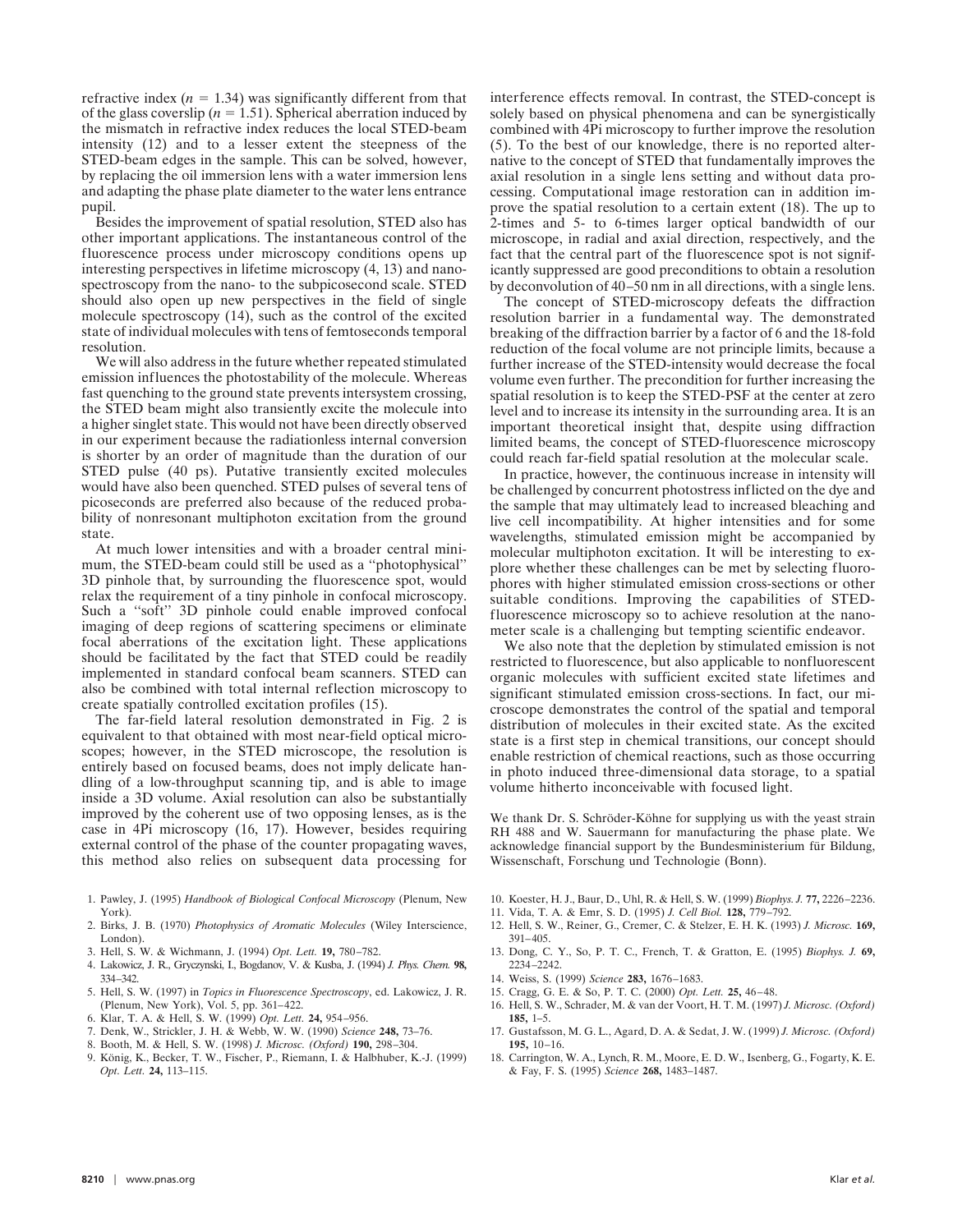refractive index ($n = 1.34$) was significantly different from that of the glass coverslip ($n = 1.51$). Spherical aberration induced by the mismatch in refractive index reduces the local STED-beam intensity (12) and to a lesser extent the steepness of the STED-beam edges in the sample. This can be solved, however, by replacing the oil immersion lens with a water immersion lens and adapting the phase plate diameter to the water lens entrance pupil.

Besides the improvement of spatial resolution, STED also has other important applications. The instantaneous control of the fluorescence process under microscopy conditions opens up interesting perspectives in lifetime microscopy (4, 13) and nanospectroscopy from the nano- to the subpicosecond scale. STED should also open up new perspectives in the field of single molecule spectroscopy (14), such as the control of the excited state of individual molecules with tens of femtoseconds temporal resolution.

We will also address in the future whether repeated stimulated emission influences the photostability of the molecule. Whereas fast quenching to the ground state prevents intersystem crossing, the STED beam might also transiently excite the molecule into a higher singlet state. This would not have been directly observed in our experiment because the radiationless internal conversion is shorter by an order of magnitude than the duration of our STED pulse (40 ps). Putative transiently excited molecules would have also been quenched. STED pulses of several tens of picoseconds are preferred also because of the reduced probability of nonresonant multiphoton excitation from the ground state.

At much lower intensities and with a broader central minimum, the STED-beam could still be used as a "photophysical" 3D pinhole that, by surrounding the fluorescence spot, would relax the requirement of a tiny pinhole in confocal microscopy. Such a "soft" 3D pinhole could enable improved confocal imaging of deep regions of scattering specimens or eliminate focal aberrations of the excitation light. These applications should be facilitated by the fact that STED could be readily implemented in standard confocal beam scanners. STED can also be combined with total internal reflection microscopy to create spatially controlled excitation profiles (15).

The far-field lateral resolution demonstrated in Fig. 2 is equivalent to that obtained with most near-field optical microscopes; however, in the STED microscope, the resolution is entirely based on focused beams, does not imply delicate handling of a low-throughput scanning tip, and is able to image inside a 3D volume. Axial resolution can also be substantially improved by the coherent use of two opposing lenses, as is the case in 4Pi microscopy (16, 17). However, besides requiring external control of the phase of the counter propagating waves, this method also relies on subsequent data processing for interference effects removal. In contrast, the STED-concept is solely based on physical phenomena and can be synergistically combined with 4Pi microscopy to further improve the resolution (5). To the best of our knowledge, there is no reported alternative to the concept of STED that fundamentally improves the axial resolution in a single lens setting and without data processing. Computational image restoration can in addition improve the spatial resolution to a certain extent (18). The up to 2-times and 5- to 6-times larger optical bandwidth of our microscope, in radial and axial direction, respectively, and the fact that the central part of the fluorescence spot is not significantly suppressed are good preconditions to obtain a resolution by deconvolution of 40–50 nm in all directions, with a single lens.

The concept of STED-microscopy defeats the diffraction resolution barrier in a fundamental way. The demonstrated breaking of the diffraction barrier by a factor of 6 and the 18-fold reduction of the focal volume are not principle limits, because a further increase of the STED-intensity would decrease the focal volume even further. The precondition for further increasing the spatial resolution is to keep the STED-PSF at the center at zero level and to increase its intensity in the surrounding area. It is an important theoretical insight that, despite using diffraction limited beams, the concept of STED-fluorescence microscopy could reach far-field spatial resolution at the molecular scale.

In practice, however, the continuous increase in intensity will be challenged by concurrent photostress inflicted on the dye and the sample that may ultimately lead to increased bleaching and live cell incompatibility. At higher intensities and for some wavelengths, stimulated emission might be accompanied by molecular multiphoton excitation. It will be interesting to explore whether these challenges can be met by selecting fluorophores with higher stimulated emission cross-sections or other suitable conditions. Improving the capabilities of STED-fluorescence microscopy so to achieve resolution at the nanometer scale is a challenging but tempting scientific endeavor.

We also note that the depletion by stimulated emission is not restricted to fluorescence, but also applicable to nonfluorescent organic molecules with sufficient excited state lifetimes and significant stimulated emission cross-sections. In fact, our microscope demonstrates the control of the spatial and temporal distribution of molecules in their excited state. As the excited state is a first step in chemical transitions, our concept should enable restriction of chemical reactions, such as those occurring in photo induced three-dimensional data storage, to a spatial volume hitherto inconceivable with focused light.

We thank Dr. S. Schröder-Köhne for supplying us with the yeast strain RH 488 and W. Sauermann for manufacturing the phase plate. We acknowledge financial support by the Bundesministerium für Bildung, Wissenschaft, Forschung und Technologie (Bonn).

1. Pawley, J. (1995) *Handbook of Biological Confocal Microscopy* (Plenum, New York).
2. Birks, J. B. (1970) *Photophysics of Aromatic Molecules* (Wiley Interscience, London).
3. Hell, S. W. & Wichmann, J. (1994) *Opt. Lett.* **19,** 780–782.
4. Lakowicz, J. R., Gryczynski, I., Bogdanov, V. & Kusba, J. (1994) *J. Phys. Chem.* **98,** 334–342.
5. Hell, S. W. (1997) in *Topics in Fluorescence Spectroscopy*, ed. Lakowicz, J. R. (Plenum, New York), Vol. 5, pp. 361–422.
6. Klar, T. A. & Hell, S. W. (1999) *Opt. Lett.* **24,** 954–956.
7. Denk, W., Strickler, J. H. & Webb, W. W. (1990) *Science* **248,** 73–76.
8. Booth, M. & Hell, S. W. (1998) *J. Microsc. (Oxford)* **190,** 298–304.
9. König, K., Becker, T. W., Fischer, P., Riemann, I. & Halbhuber, K.-J. (1999) *Opt. Lett.* **24,** 113–115.
10. Koester, H. J., Baur, D., Uhl, R. & Hell, S. W. (1999) *Biophys. J.* **77,** 2226–2236.
11. Vida, T. A. & Emr, S. D. (1995) *J. Cell Biol.* **128,** 779–792.
12. Hell, S. W., Reiner, G., Cremer, C. & Stelzer, E. H. K. (1993) *J. Microsc.* **169,** 391–405.
13. Dong, C. Y., So, P. T. C., French, T. & Gratton, E. (1995) *Biophys. J.* **69,** 2234–2242.
14. Weiss, S. (1999) *Science* **283,** 1676–1683.
15. Cragg, G. E. & So, P. T. C. (2000) *Opt. Lett.* **25,** 46–48.
16. Hell, S. W., Schrader, M. & van der Voort, H. T. M. (1997) *J. Microsc. (Oxford)* **185,** 1–5.
17. Gustafsson, M. G. L., Agard, D. A. & Sedat, J. W. (1999) *J. Microsc. (Oxford)* **195,** 10–16.
18. Carrington, W. A., Lynch, R. M., Moore, E. D. W., Isenberg, G., Fogarty, K. E. & Fay, F. S. (1995) *Science* **268,** 1483–1487.